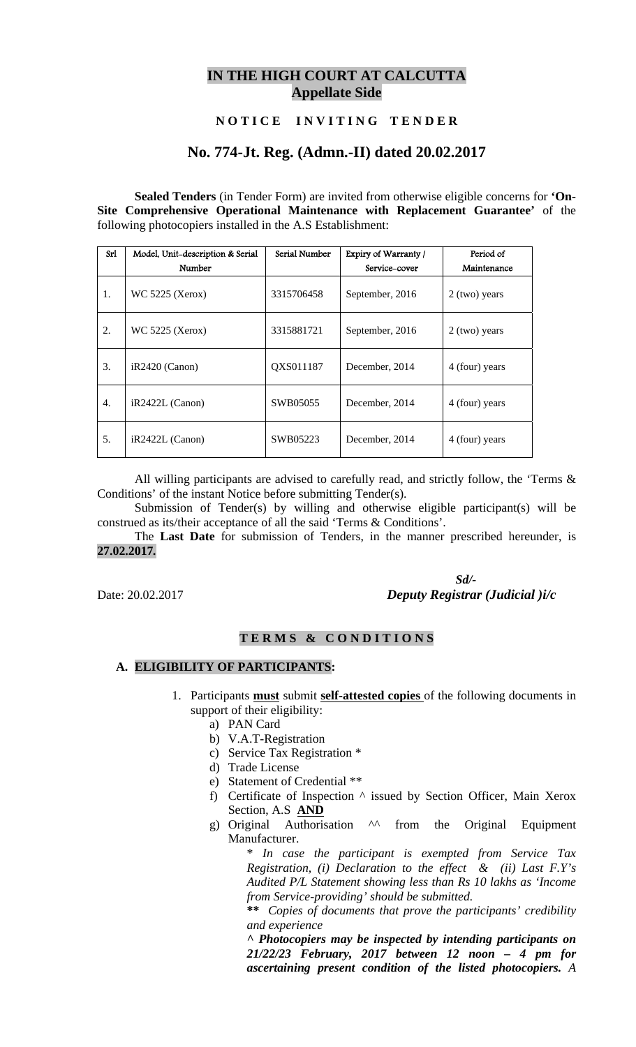# IN THE HIGH COURT AT CALCUTTA
## Appellate Side

### N O T I C E   I N V I T I N G   T E N D E R

### No. 774-Jt. Reg. (Admn.-II) dated 20.02.2017

**Sealed Tenders** (in Tender Form) are invited from otherwise eligible concerns for **'On-Site Comprehensive Operational Maintenance with Replacement Guarantee'** of the following photocopiers installed in the A.S Establishment:

| Srl | Model, Unit-description & Serial Number | Serial Number | Expiry of Warranty / Service-cover | Period of Maintenance |
|---|---|---|---|---|
| 1. | WC 5225 (Xerox) | 3315706458 | September, 2016 | 2 (two) years |
| 2. | WC 5225 (Xerox) | 3315881721 | September, 2016 | 2 (two) years |
| 3. | iR2420 (Canon) | QXS011187 | December, 2014 | 4 (four) years |
| 4. | iR2422L (Canon) | SWB05055 | December, 2014 | 4 (four) years |
| 5. | iR2422L (Canon) | SWB05223 | December, 2014 | 4 (four) years |

All willing participants are advised to carefully read, and strictly follow, the 'Terms & Conditions' of the instant Notice before submitting Tender(s).

Submission of Tender(s) by willing and otherwise eligible participant(s) will be construed as its/their acceptance of all the said 'Terms & Conditions'.

The **Last Date** for submission of Tenders, in the manner prescribed hereunder, is **27.02.2017.**

*Sd/-*

Date: 20.02.2017 ***Deputy Registrar (Judicial )i/c***

### T E R M S & C O N D I T I O N S

**A. ELIGIBILITY OF PARTICIPANTS:**

1. Participants **must** submit **self-attested copies** of the following documents in support of their eligibility:
   a) PAN Card
   b) V.A.T-Registration
   c) Service Tax Registration *
   d) Trade License
   e) Statement of Credential **
   f) Certificate of Inspection ^ issued by Section Officer, Main Xerox Section, A.S **AND**
   g) Original Authorisation ^^ from the Original Equipment Manufacturer.

   *\* In case the participant is exempted from Service Tax Registration, (i) Declaration to the effect & (ii) Last F.Y's Audited P/L Statement showing less than Rs 10 lakhs as 'Income from Service-providing' should be submitted.*

   ***\*\**** *Copies of documents that prove the participants' credibility and experience*

   ***^ Photocopiers may be inspected by intending participants on 21/22/23 February, 2017 between 12 noon – 4 pm for ascertaining present condition of the listed photocopiers.*** *A*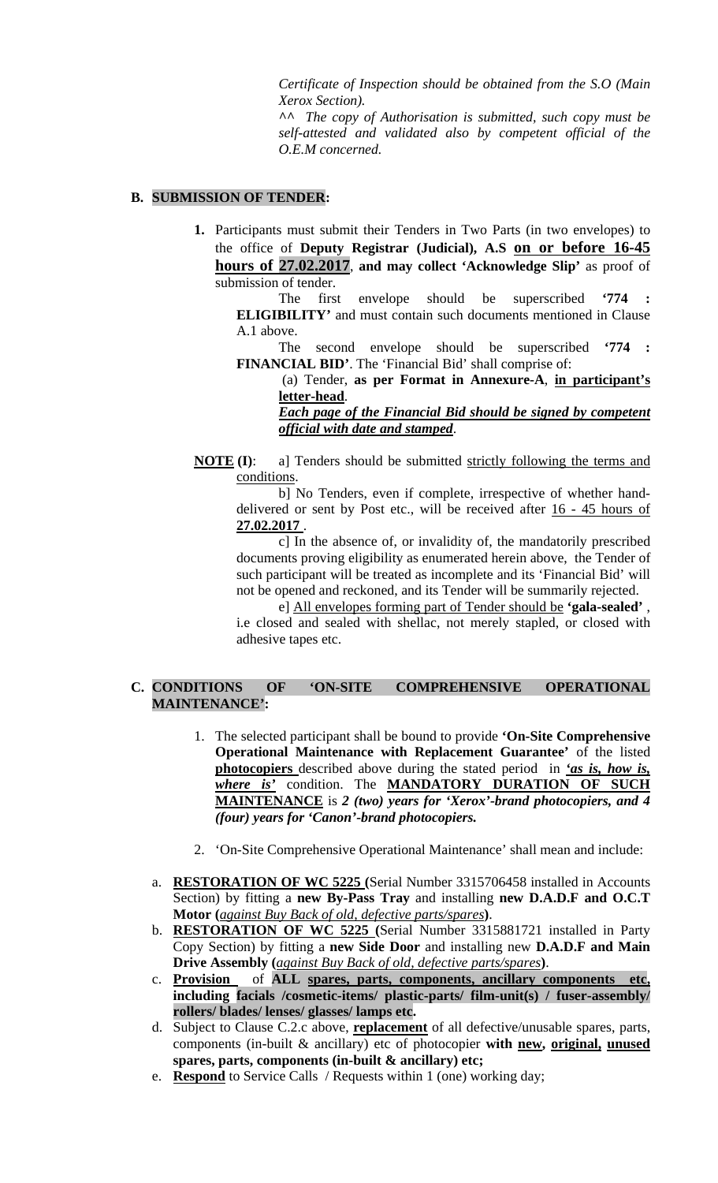*Certificate of Inspection should be obtained from the S.O (Main Xerox Section).*

*^^ The copy of Authorisation is submitted, such copy must be self-attested and validated also by competent official of the O.E.M concerned.*

## B. SUBMISSION OF TENDER:

1. Participants must submit their Tenders in Two Parts (in two envelopes) to the office of **Deputy Registrar (Judicial), A.S** **<u>on or before 16-45 hours of 27.02.2017</u>**, **and may collect 'Acknowledge Slip'** as proof of submission of tender.

   The first envelope should be superscribed **'774 : ELIGIBILITY'** and must contain such documents mentioned in Clause A.1 above.

   The second envelope should be superscribed **'774 : FINANCIAL BID'**. The 'Financial Bid' shall comprise of:

   (a) Tender, **as per Format in Annexure-A**, **<u>in participant's letter-head</u>**.

   ***<u>Each page of the Financial Bid should be signed by competent official with date and stamped</u>***.

**<u>NOTE</u> (I)**: a] Tenders should be submitted <u>strictly following the terms and conditions</u>.

b] No Tenders, even if complete, irrespective of whether hand-delivered or sent by Post etc., will be received after <u>16 - 45 hours of **27.02.2017**</u> .

c] In the absence of, or invalidity of, the mandatorily prescribed documents proving eligibility as enumerated herein above, the Tender of such participant will be treated as incomplete and its 'Financial Bid' will not be opened and reckoned, and its Tender will be summarily rejected.

e] <u>All envelopes forming part of Tender should be</u> **'gala-sealed'** , i.e closed and sealed with shellac, not merely stapled, or closed with adhesive tapes etc.

## C. CONDITIONS OF 'ON-SITE COMPREHENSIVE OPERATIONAL MAINTENANCE':

1. The selected participant shall be bound to provide **'On-Site Comprehensive Operational Maintenance with Replacement Guarantee'** of the listed **<u>photocopiers</u>** described above during the stated period in ***<u>'as is, how is, where is'</u>*** condition. The **<u>MANDATORY DURATION OF SUCH MAINTENANCE</u>** is ***2 (two) years for 'Xerox'-brand photocopiers, and 4 (four) years for 'Canon'-brand photocopiers.***

2. 'On-Site Comprehensive Operational Maintenance' shall mean and include:

a. **<u>RESTORATION OF WC 5225</u> (**Serial Number 3315706458 installed in Accounts Section) by fitting a **new By-Pass Tray** and installing **new D.A.D.F and O.C.T Motor (***<u>against Buy Back of old, defective parts/spares</u>***)**.

b. **<u>RESTORATION OF WC 5225</u> (**Serial Number 3315881721 installed in Party Copy Section) by fitting a **new Side Door** and installing new **D.A.D.F and Main Drive Assembly (***<u>against Buy Back of old, defective parts/spares</u>***)**.

c. **<u>Provision</u>** of **ALL <u>spares, parts, components, ancillary components etc,</u> including <u>facials</u> /<u>cosmetic-items</u>/ <u>plastic-parts</u>/ <u>film-unit(s)</u> / <u>fuser-assembly</u>/ <u>rollers</u>/ <u>blades</u>/ <u>lenses</u>/ <u>glasses</u>/ <u>lamps</u> etc.**

d. Subject to Clause C.2.c above, **<u>replacement</u>** of all defective/unusable spares, parts, components (in-built & ancillary) etc of photocopier **with <u>new</u>, <u>original</u>, <u>unused</u> spares, parts, components (in-built & ancillary) etc;**

e. **<u>Respond</u>** to Service Calls / Requests within 1 (one) working day;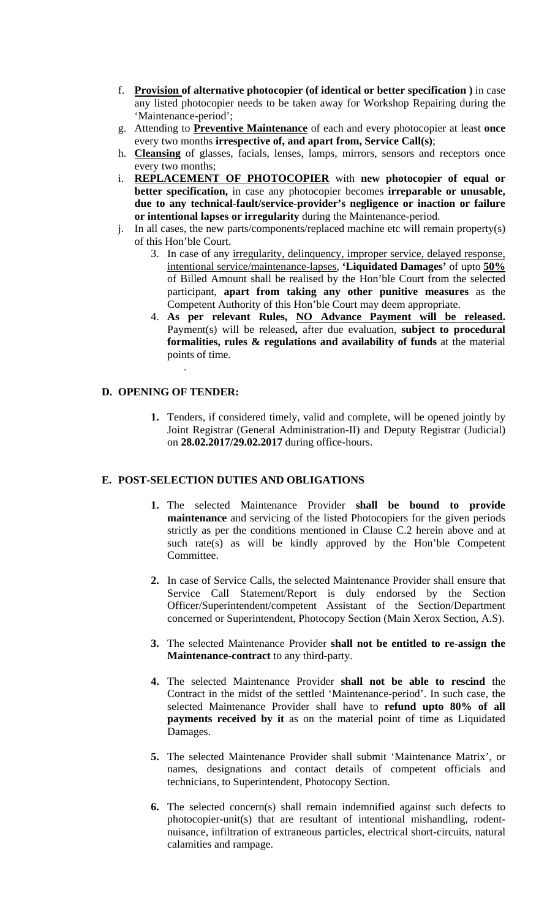f. **Provision of alternative photocopier (of identical or better specification )** in case any listed photocopier needs to be taken away for Workshop Repairing during the 'Maintenance-period';

g. Attending to **Preventive Maintenance** of each and every photocopier at least **once** every two months **irrespective of, and apart from, Service Call(s)**;

h. **Cleansing** of glasses, facials, lenses, lamps, mirrors, sensors and receptors once every two months;

i. **REPLACEMENT OF PHOTOCOPIER** with **new photocopier of equal or better specification,** in case any photocopier becomes **irreparable or unusable, due to any technical-fault/service-provider's negligence or inaction or failure or intentional lapses or irregularity** during the Maintenance-period.

j. In all cases, the new parts/components/replaced machine etc will remain property(s) of this Hon'ble Court.

3. In case of any irregularity, delinquency, improper service, delayed response, intentional service/maintenance-lapses, **'Liquidated Damages'** of upto **50%** of Billed Amount shall be realised by the Hon'ble Court from the selected participant, **apart from taking any other punitive measures** as the Competent Authority of this Hon'ble Court may deem appropriate.

4. **As per relevant Rules, NO Advance Payment will be released.** Payment(s) will be released**,** after due evaluation, **subject to procedural formalities, rules & regulations and availability of funds** at the material points of time.

.

## D. OPENING OF TENDER:

1. Tenders, if considered timely, valid and complete, will be opened jointly by Joint Registrar (General Administration-II) and Deputy Registrar (Judicial) on **28.02.2017/29.02.2017** during office-hours.

## E. POST-SELECTION DUTIES AND OBLIGATIONS

1. The selected Maintenance Provider **shall be bound to provide maintenance** and servicing of the listed Photocopiers for the given periods strictly as per the conditions mentioned in Clause C.2 herein above and at such rate(s) as will be kindly approved by the Hon'ble Competent Committee.

2. In case of Service Calls, the selected Maintenance Provider shall ensure that Service Call Statement/Report is duly endorsed by the Section Officer/Superintendent/competent Assistant of the Section/Department concerned or Superintendent, Photocopy Section (Main Xerox Section, A.S).

3. The selected Maintenance Provider **shall not be entitled to re-assign the Maintenance-contract** to any third-party.

4. The selected Maintenance Provider **shall not be able to rescind** the Contract in the midst of the settled 'Maintenance-period'. In such case, the selected Maintenance Provider shall have to **refund upto 80% of all payments received by it** as on the material point of time as Liquidated Damages.

5. The selected Maintenance Provider shall submit 'Maintenance Matrix', or names, designations and contact details of competent officials and technicians, to Superintendent, Photocopy Section.

6. The selected concern(s) shall remain indemnified against such defects to photocopier-unit(s) that are resultant of intentional mishandling, rodent-nuisance, infiltration of extraneous particles, electrical short-circuits, natural calamities and rampage.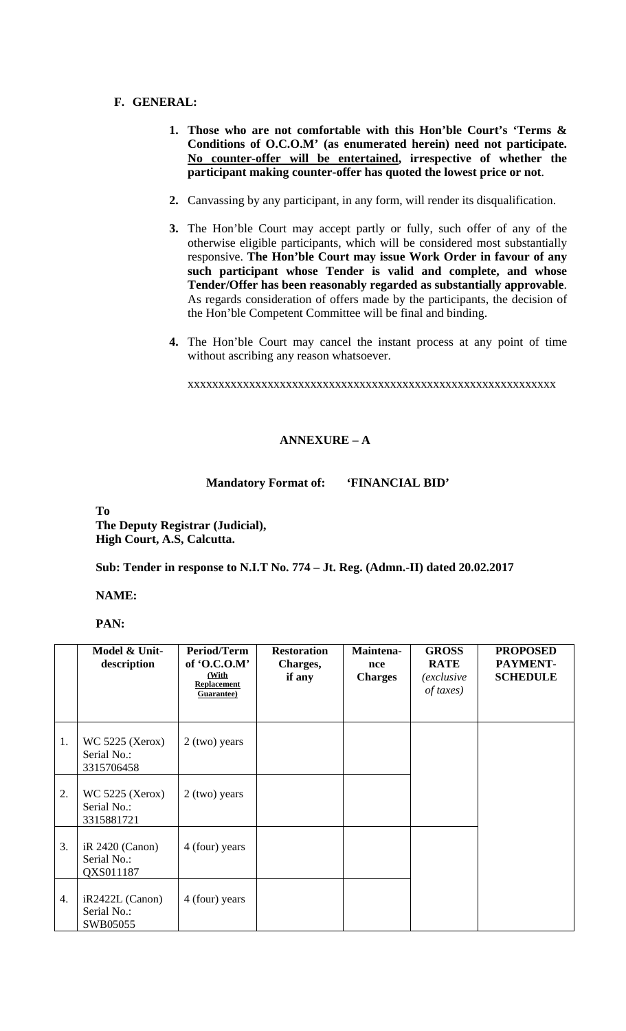## F. GENERAL:

1. **Those who are not comfortable with this Hon'ble Court's 'Terms & Conditions of O.C.O.M' (as enumerated herein) need not participate. No counter-offer will be entertained, irrespective of whether the participant making counter-offer has quoted the lowest price or not**.

2. Canvassing by any participant, in any form, will render its disqualification.

3. The Hon'ble Court may accept partly or fully, such offer of any of the otherwise eligible participants, which will be considered most substantially responsive. **The Hon'ble Court may issue Work Order in favour of any such participant whose Tender is valid and complete, and whose Tender/Offer has been reasonably regarded as substantially approvable**. As regards consideration of offers made by the participants, the decision of the Hon'ble Competent Committee will be final and binding.

4. The Hon'ble Court may cancel the instant process at any point of time without ascribing any reason whatsoever.

xxxxxxxxxxxxxxxxxxxxxxxxxxxxxxxxxxxxxxxxxxxxxxxxxxxxxxxxxxxxxxx

### ANNEXURE – A

**Mandatory Format of: 'FINANCIAL BID'**

**To**
**The Deputy Registrar (Judicial),**
**High Court, A.S, Calcutta.**

**Sub: Tender in response to N.I.T No. 774 – Jt. Reg. (Admn.-II) dated 20.02.2017**

**NAME:**

**PAN:**

| | Model & Unit-description | Period/Term of 'O.C.O.M' (With Replacement Guarantee) | Restoration Charges, if any | Maintenance Charges | GROSS RATE *(exclusive of taxes)* | PROPOSED PAYMENT-SCHEDULE |
|---|---|---|---|---|---|---|
| 1. | WC 5225 (Xerox) Serial No.: 3315706458 | 2 (two) years | | | | |
| 2. | WC 5225 (Xerox) Serial No.: 3315881721 | 2 (two) years | | | | |
| 3. | iR 2420 (Canon) Serial No.: QXS011187 | 4 (four) years | | | | |
| 4. | iR2422L (Canon) Serial No.: SWB05055 | 4 (four) years | | | | |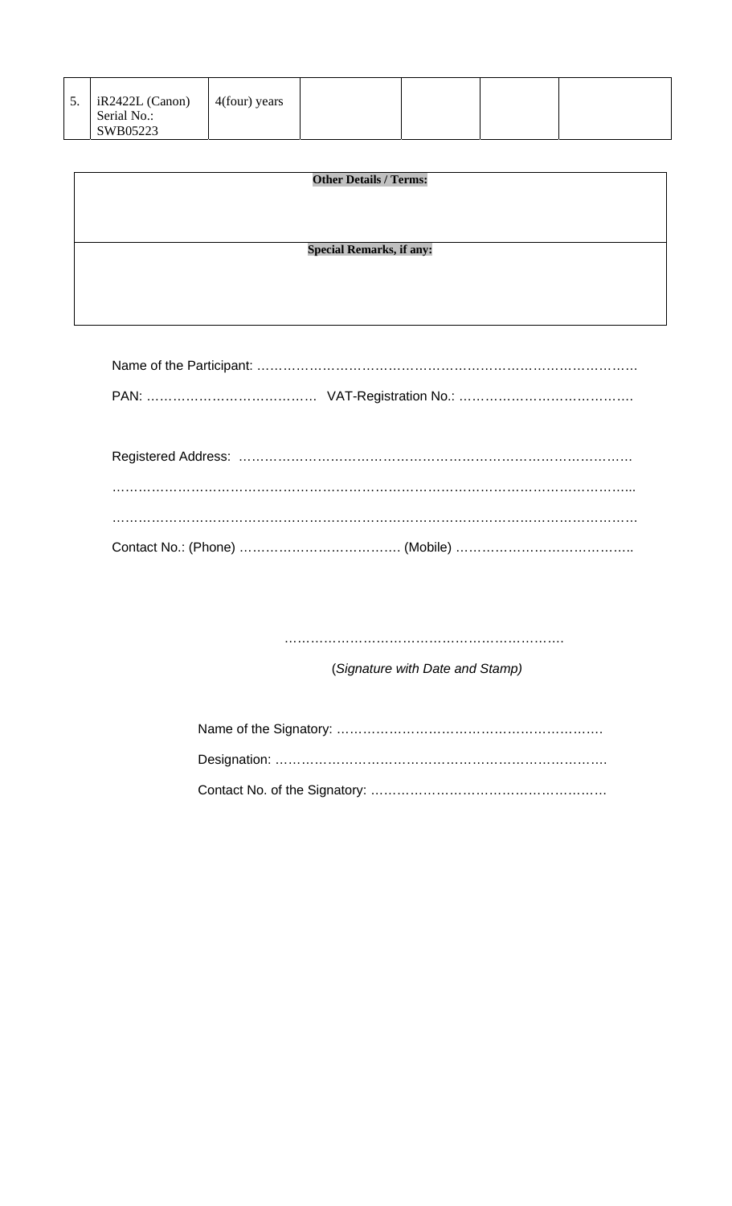| | | | | | | |
|---|---|---|---|---|---|---|
| 5. | iR2422L (Canon) Serial No.: SWB05223 | 4(four) years | | | | |

| **Other Details / Terms:** |
|---|
| **Special Remarks, if any:** |

Name of the Participant: …………………………………………………………………………….

PAN: …………………………………  VAT-Registration No.: ………………………………….

Registered Address: ……………………………………………………………………………

………………………………………………………………………………………………………...

……………………………………………………………………………………………………….

Contact No.: (Phone) ………………………………. (Mobile) …………………………………..

……………………………………………………….

(*Signature with Date and Stamp*)

Name of the Signatory: …………………………………………………….

Designation: ………………………………………………………………….

Contact No. of the Signatory: ………………………………………………